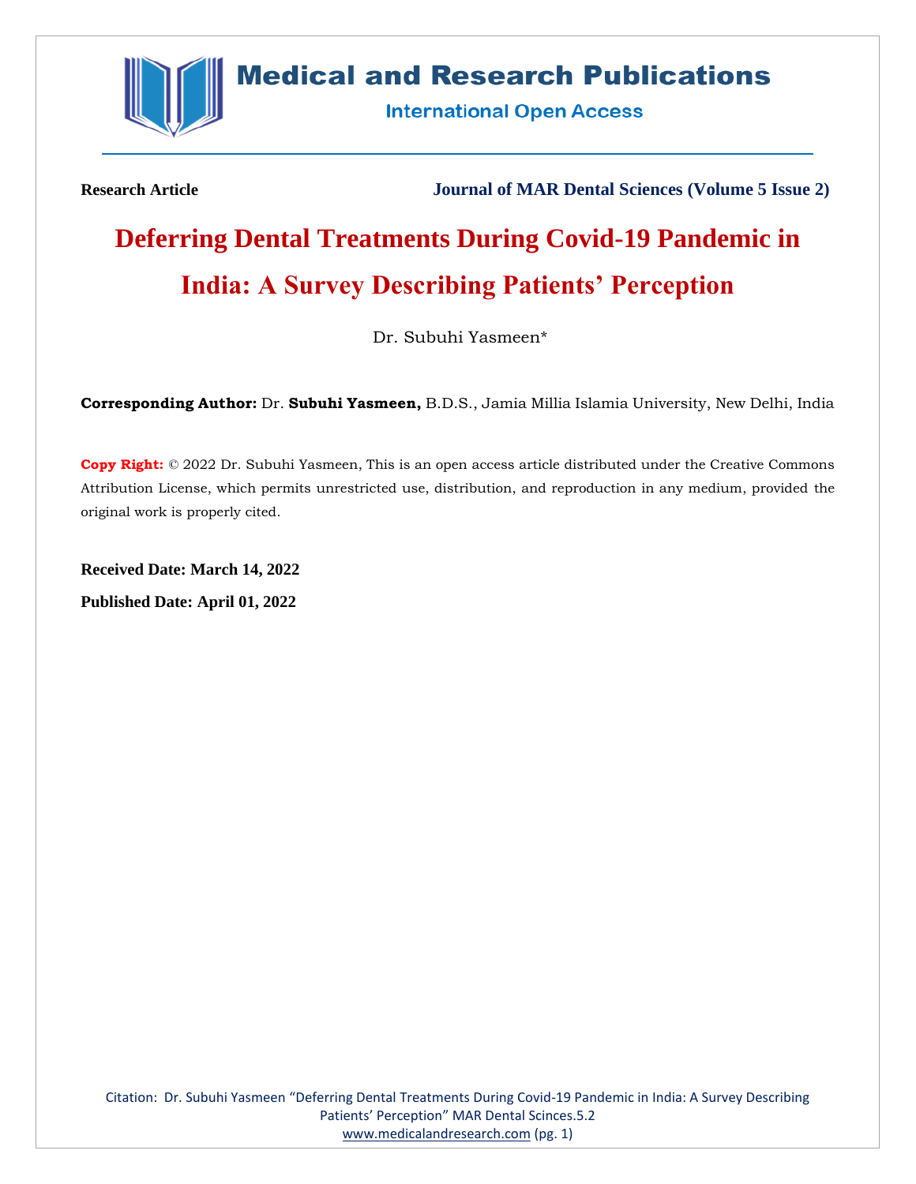**Research Article** **Journal of MAR Dental Sciences (Volume 5 Issue 2)**

# Deferring Dental Treatments During Covid-19 Pandemic in India: A Survey Describing Patients' Perception

Dr. Subuhi Yasmeen*

**Corresponding Author:** Dr. **Subuhi Yasmeen,** B.D.S., Jamia Millia Islamia University, New Delhi, India

**Copy Right:** © 2022 Dr. Subuhi Yasmeen, This is an open access article distributed under the Creative Commons Attribution License, which permits unrestricted use, distribution, and reproduction in any medium, provided the original work is properly cited.

**Received Date: March 14, 2022**

**Published Date: April 01, 2022**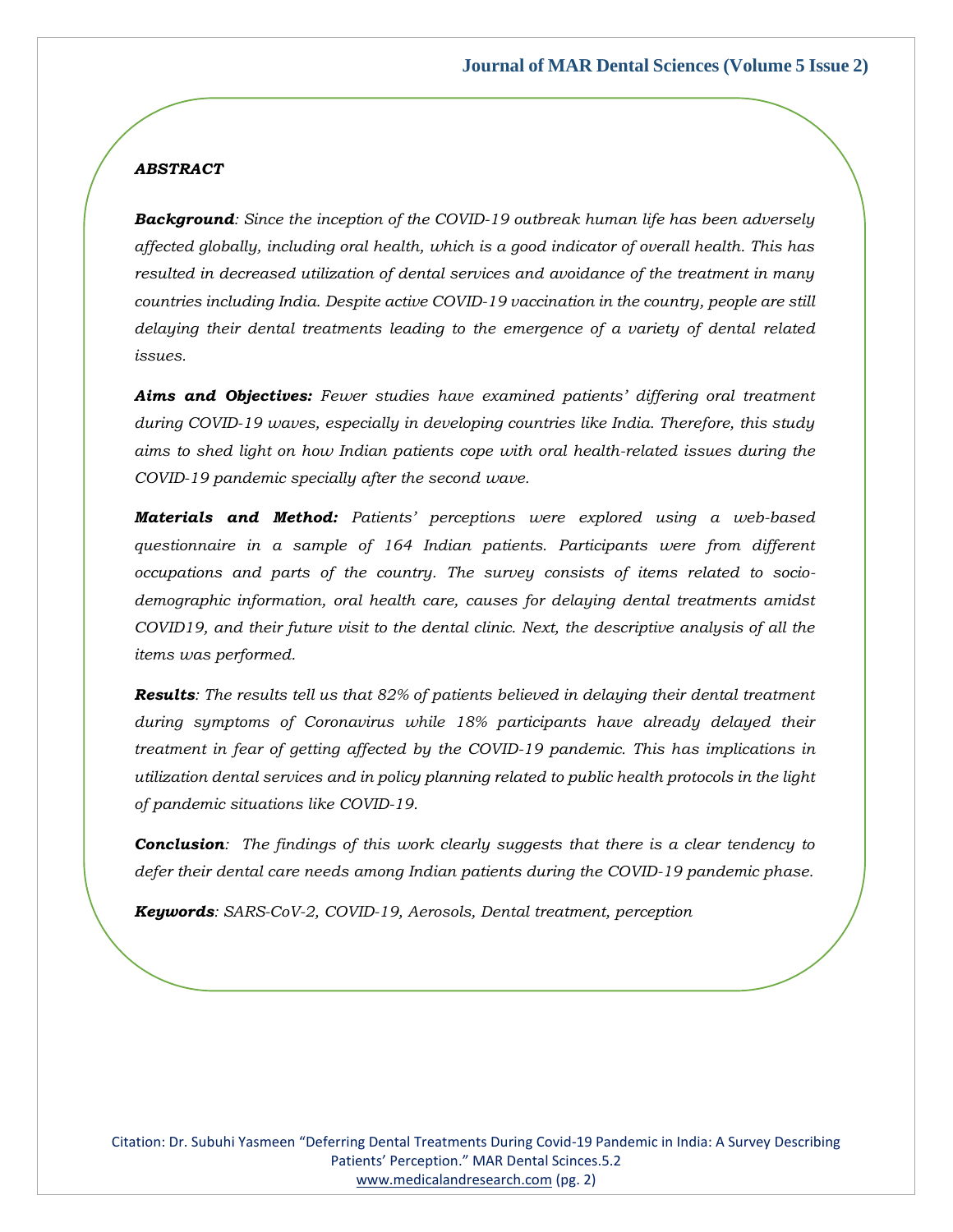***ABSTRACT***

***Background****: Since the inception of the COVID-19 outbreak human life has been adversely affected globally, including oral health, which is a good indicator of overall health. This has resulted in decreased utilization of dental services and avoidance of the treatment in many countries including India. Despite active COVID-19 vaccination in the country, people are still delaying their dental treatments leading to the emergence of a variety of dental related issues.*

***Aims and Objectives:*** *Fewer studies have examined patients' differing oral treatment during COVID-19 waves, especially in developing countries like India. Therefore, this study aims to shed light on how Indian patients cope with oral health-related issues during the COVID-19 pandemic specially after the second wave.*

***Materials and Method:*** *Patients' perceptions were explored using a web-based questionnaire in a sample of 164 Indian patients. Participants were from different occupations and parts of the country. The survey consists of items related to socio-demographic information, oral health care, causes for delaying dental treatments amidst COVID19, and their future visit to the dental clinic. Next, the descriptive analysis of all the items was performed.*

***Results****: The results tell us that 82% of patients believed in delaying their dental treatment during symptoms of Coronavirus while 18% participants have already delayed their treatment in fear of getting affected by the COVID-19 pandemic. This has implications in utilization dental services and in policy planning related to public health protocols in the light of pandemic situations like COVID-19.*

***Conclusion****: The findings of this work clearly suggests that there is a clear tendency to defer their dental care needs among Indian patients during the COVID-19 pandemic phase.*

***Keywords****: SARS-CoV-2, COVID-19, Aerosols, Dental treatment, perception*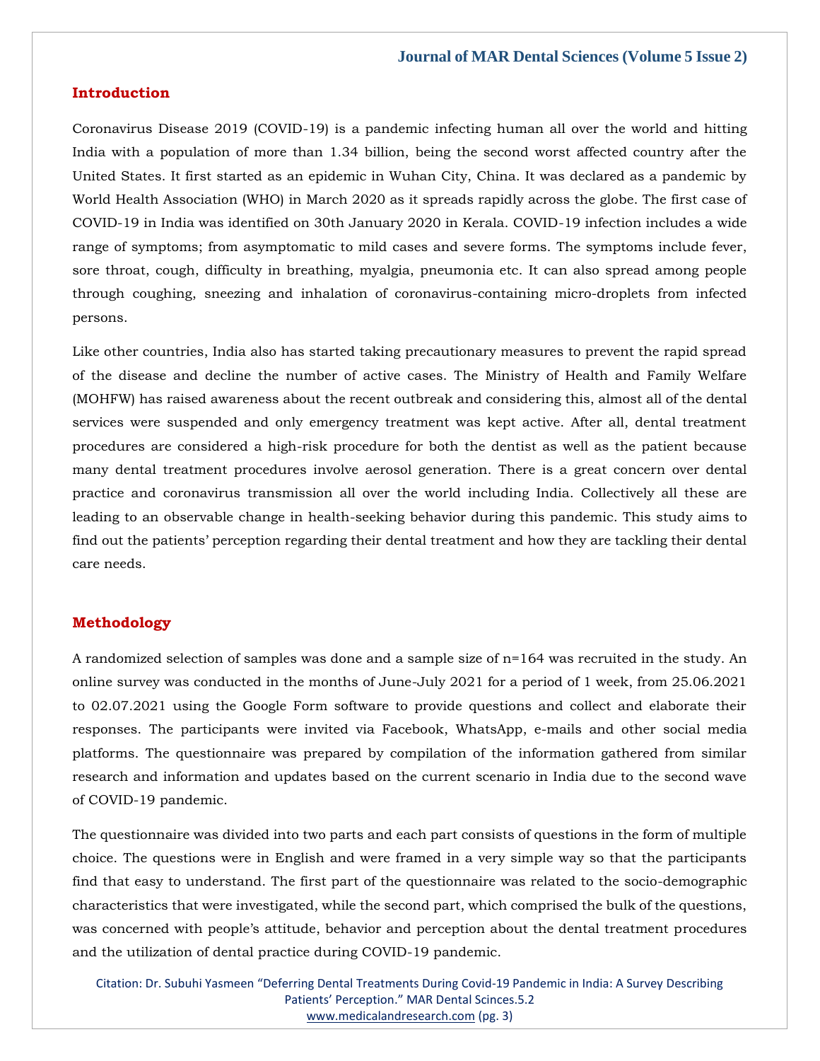## Introduction

Coronavirus Disease 2019 (COVID-19) is a pandemic infecting human all over the world and hitting India with a population of more than 1.34 billion, being the second worst affected country after the United States. It first started as an epidemic in Wuhan City, China. It was declared as a pandemic by World Health Association (WHO) in March 2020 as it spreads rapidly across the globe. The first case of COVID-19 in India was identified on 30th January 2020 in Kerala. COVID-19 infection includes a wide range of symptoms; from asymptomatic to mild cases and severe forms. The symptoms include fever, sore throat, cough, difficulty in breathing, myalgia, pneumonia etc. It can also spread among people through coughing, sneezing and inhalation of coronavirus-containing micro-droplets from infected persons.

Like other countries, India also has started taking precautionary measures to prevent the rapid spread of the disease and decline the number of active cases. The Ministry of Health and Family Welfare (MOHFW) has raised awareness about the recent outbreak and considering this, almost all of the dental services were suspended and only emergency treatment was kept active. After all, dental treatment procedures are considered a high-risk procedure for both the dentist as well as the patient because many dental treatment procedures involve aerosol generation. There is a great concern over dental practice and coronavirus transmission all over the world including India. Collectively all these are leading to an observable change in health-seeking behavior during this pandemic. This study aims to find out the patients' perception regarding their dental treatment and how they are tackling their dental care needs.

## Methodology

A randomized selection of samples was done and a sample size of n=164 was recruited in the study. An online survey was conducted in the months of June-July 2021 for a period of 1 week, from 25.06.2021 to 02.07.2021 using the Google Form software to provide questions and collect and elaborate their responses. The participants were invited via Facebook, WhatsApp, e-mails and other social media platforms. The questionnaire was prepared by compilation of the information gathered from similar research and information and updates based on the current scenario in India due to the second wave of COVID-19 pandemic.

The questionnaire was divided into two parts and each part consists of questions in the form of multiple choice. The questions were in English and were framed in a very simple way so that the participants find that easy to understand. The first part of the questionnaire was related to the socio-demographic characteristics that were investigated, while the second part, which comprised the bulk of the questions, was concerned with people's attitude, behavior and perception about the dental treatment procedures and the utilization of dental practice during COVID-19 pandemic.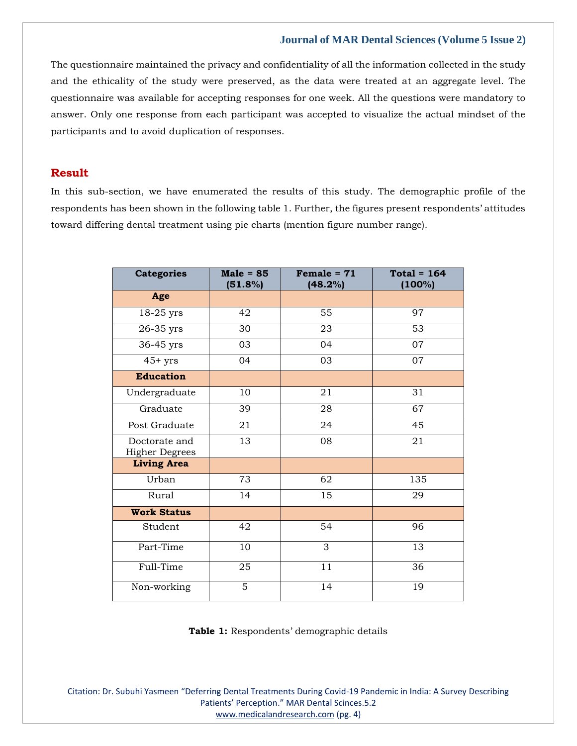The questionnaire maintained the privacy and confidentiality of all the information collected in the study and the ethicality of the study were preserved, as the data were treated at an aggregate level. The questionnaire was available for accepting responses for one week. All the questions were mandatory to answer. Only one response from each participant was accepted to visualize the actual mindset of the participants and to avoid duplication of responses.

## Result

In this sub-section, we have enumerated the results of this study. The demographic profile of the respondents has been shown in the following table 1. Further, the figures present respondents' attitudes toward differing dental treatment using pie charts (mention figure number range).

| Categories | Male = 85 (51.8%) | Female = 71 (48.2%) | Total = 164 (100%) |
|---|---|---|---|
| **Age** | | | |
| 18-25 yrs | 42 | 55 | 97 |
| 26-35 yrs | 30 | 23 | 53 |
| 36-45 yrs | 03 | 04 | 07 |
| 45+ yrs | 04 | 03 | 07 |
| **Education** | | | |
| Undergraduate | 10 | 21 | 31 |
| Graduate | 39 | 28 | 67 |
| Post Graduate | 21 | 24 | 45 |
| Doctorate and Higher Degrees | 13 | 08 | 21 |
| **Living Area** | | | |
| Urban | 73 | 62 | 135 |
| Rural | 14 | 15 | 29 |
| **Work Status** | | | |
| Student | 42 | 54 | 96 |
| Part-Time | 10 | 3 | 13 |
| Full-Time | 25 | 11 | 36 |
| Non-working | 5 | 14 | 19 |

**Table 1:** Respondents' demographic details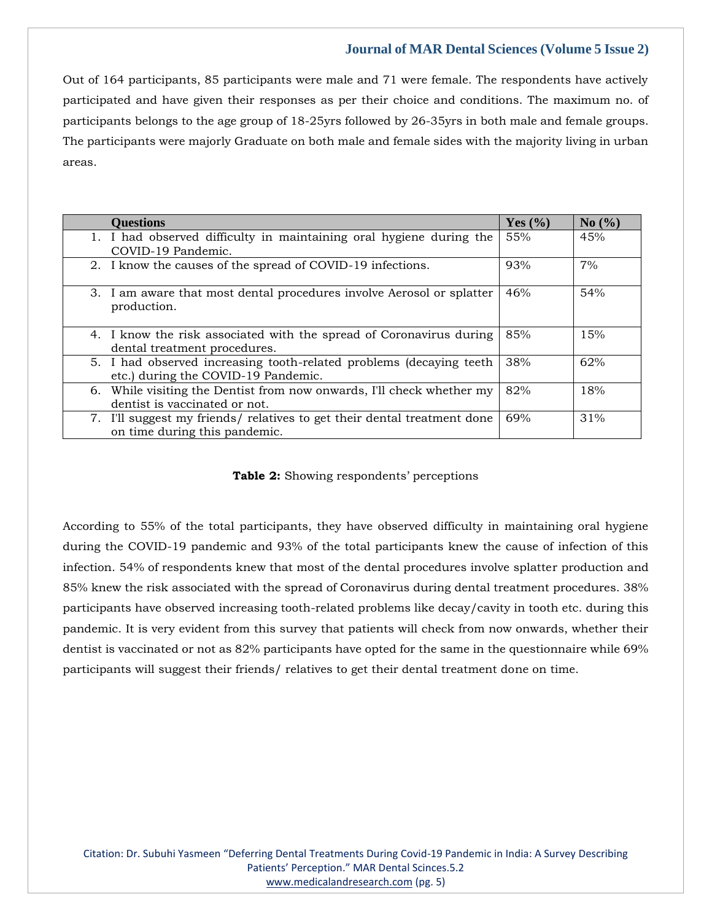Out of 164 participants, 85 participants were male and 71 were female. The respondents have actively participated and have given their responses as per their choice and conditions. The maximum no. of participants belongs to the age group of 18-25yrs followed by 26-35yrs in both male and female groups. The participants were majorly Graduate on both male and female sides with the majority living in urban areas.

| Questions | Yes (%) | No (%) |
|---|---|---|
| 1. I had observed difficulty in maintaining oral hygiene during the COVID-19 Pandemic. | 55% | 45% |
| 2. I know the causes of the spread of COVID-19 infections. | 93% | 7% |
| 3. I am aware that most dental procedures involve Aerosol or splatter production. | 46% | 54% |
| 4. I know the risk associated with the spread of Coronavirus during dental treatment procedures. | 85% | 15% |
| 5. I had observed increasing tooth-related problems (decaying teeth etc.) during the COVID-19 Pandemic. | 38% | 62% |
| 6. While visiting the Dentist from now onwards, I'll check whether my dentist is vaccinated or not. | 82% | 18% |
| 7. I'll suggest my friends/ relatives to get their dental treatment done on time during this pandemic. | 69% | 31% |

**Table 2:** Showing respondents' perceptions

According to 55% of the total participants, they have observed difficulty in maintaining oral hygiene during the COVID-19 pandemic and 93% of the total participants knew the cause of infection of this infection. 54% of respondents knew that most of the dental procedures involve splatter production and 85% knew the risk associated with the spread of Coronavirus during dental treatment procedures. 38% participants have observed increasing tooth-related problems like decay/cavity in tooth etc. during this pandemic. It is very evident from this survey that patients will check from now onwards, whether their dentist is vaccinated or not as 82% participants have opted for the same in the questionnaire while 69% participants will suggest their friends/ relatives to get their dental treatment done on time.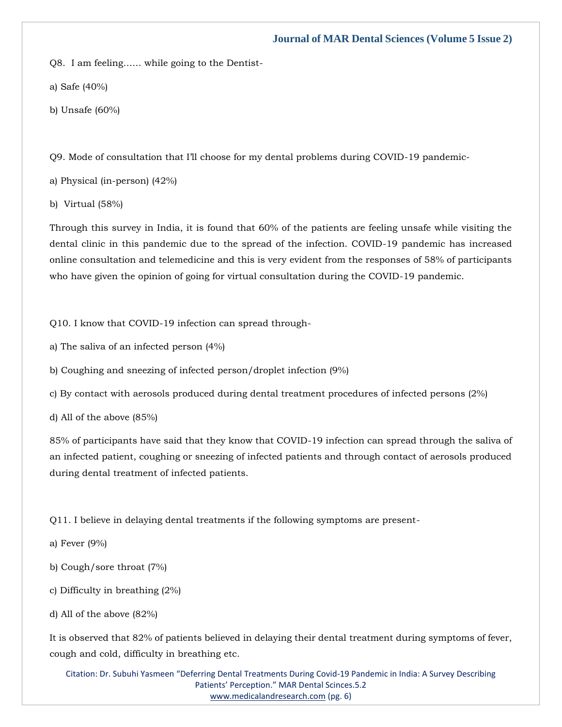Q8. I am feeling…… while going to the Dentist-

a) Safe (40%)

b) Unsafe (60%)

Q9. Mode of consultation that I'll choose for my dental problems during COVID-19 pandemic-

a) Physical (in-person) (42%)

b) Virtual (58%)

Through this survey in India, it is found that 60% of the patients are feeling unsafe while visiting the dental clinic in this pandemic due to the spread of the infection. COVID-19 pandemic has increased online consultation and telemedicine and this is very evident from the responses of 58% of participants who have given the opinion of going for virtual consultation during the COVID-19 pandemic.

Q10. I know that COVID-19 infection can spread through-

a) The saliva of an infected person (4%)

b) Coughing and sneezing of infected person/droplet infection (9%)

c) By contact with aerosols produced during dental treatment procedures of infected persons (2%)

d) All of the above (85%)

85% of participants have said that they know that COVID-19 infection can spread through the saliva of an infected patient, coughing or sneezing of infected patients and through contact of aerosols produced during dental treatment of infected patients.

Q11. I believe in delaying dental treatments if the following symptoms are present-

a) Fever (9%)

b) Cough/sore throat (7%)

c) Difficulty in breathing (2%)

d) All of the above (82%)

It is observed that 82% of patients believed in delaying their dental treatment during symptoms of fever, cough and cold, difficulty in breathing etc.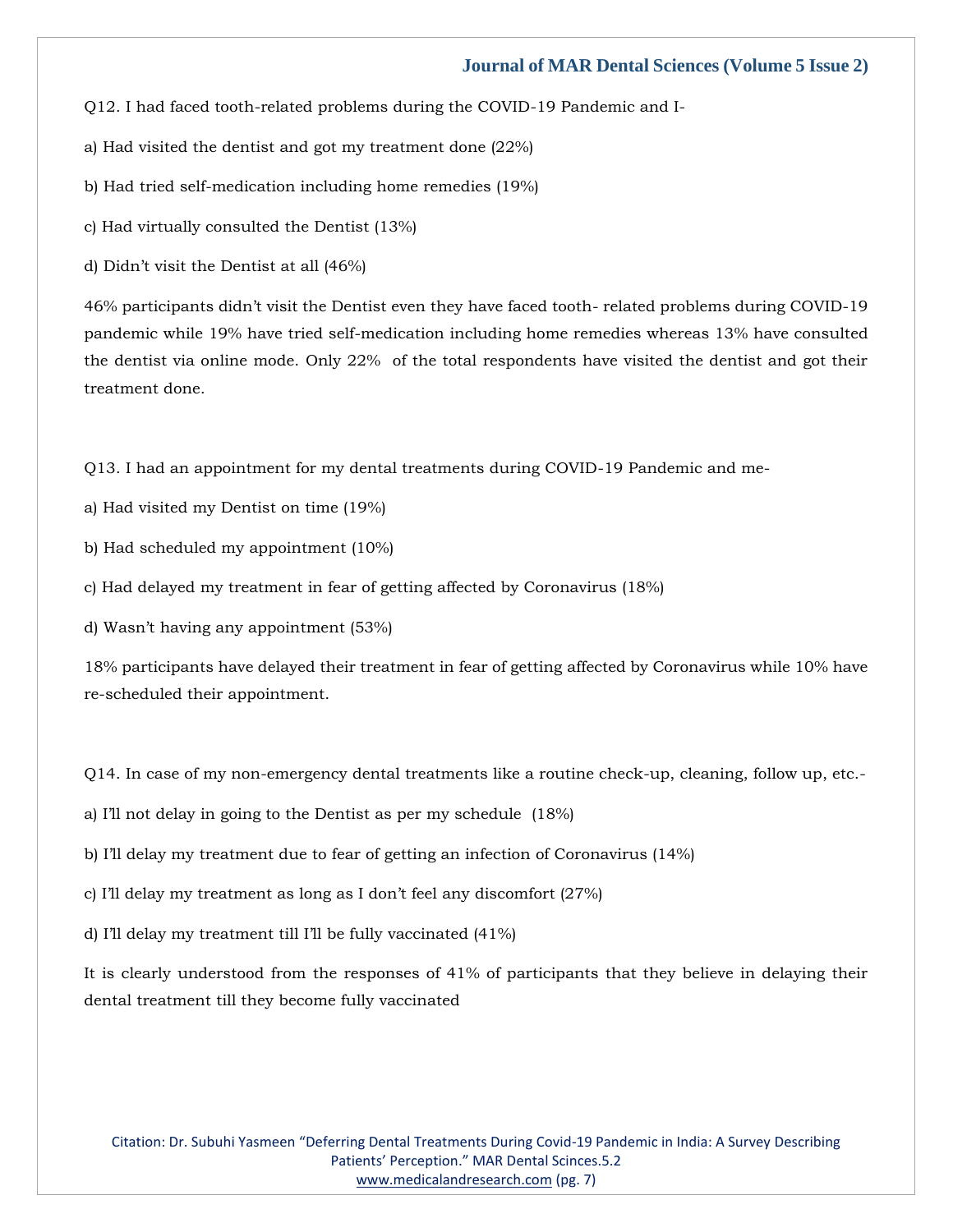Q12. I had faced tooth-related problems during the COVID-19 Pandemic and I-

a) Had visited the dentist and got my treatment done (22%)

b) Had tried self-medication including home remedies (19%)

c) Had virtually consulted the Dentist (13%)

d) Didn't visit the Dentist at all (46%)

46% participants didn't visit the Dentist even they have faced tooth- related problems during COVID-19 pandemic while 19% have tried self-medication including home remedies whereas 13% have consulted the dentist via online mode. Only 22% of the total respondents have visited the dentist and got their treatment done.

Q13. I had an appointment for my dental treatments during COVID-19 Pandemic and me-

a) Had visited my Dentist on time (19%)

b) Had scheduled my appointment (10%)

c) Had delayed my treatment in fear of getting affected by Coronavirus (18%)

d) Wasn't having any appointment (53%)

18% participants have delayed their treatment in fear of getting affected by Coronavirus while 10% have re-scheduled their appointment.

Q14. In case of my non-emergency dental treatments like a routine check-up, cleaning, follow up, etc.-

a) I'll not delay in going to the Dentist as per my schedule (18%)

b) I'll delay my treatment due to fear of getting an infection of Coronavirus (14%)

c) I'll delay my treatment as long as I don't feel any discomfort (27%)

d) I'll delay my treatment till I'll be fully vaccinated (41%)

It is clearly understood from the responses of 41% of participants that they believe in delaying their dental treatment till they become fully vaccinated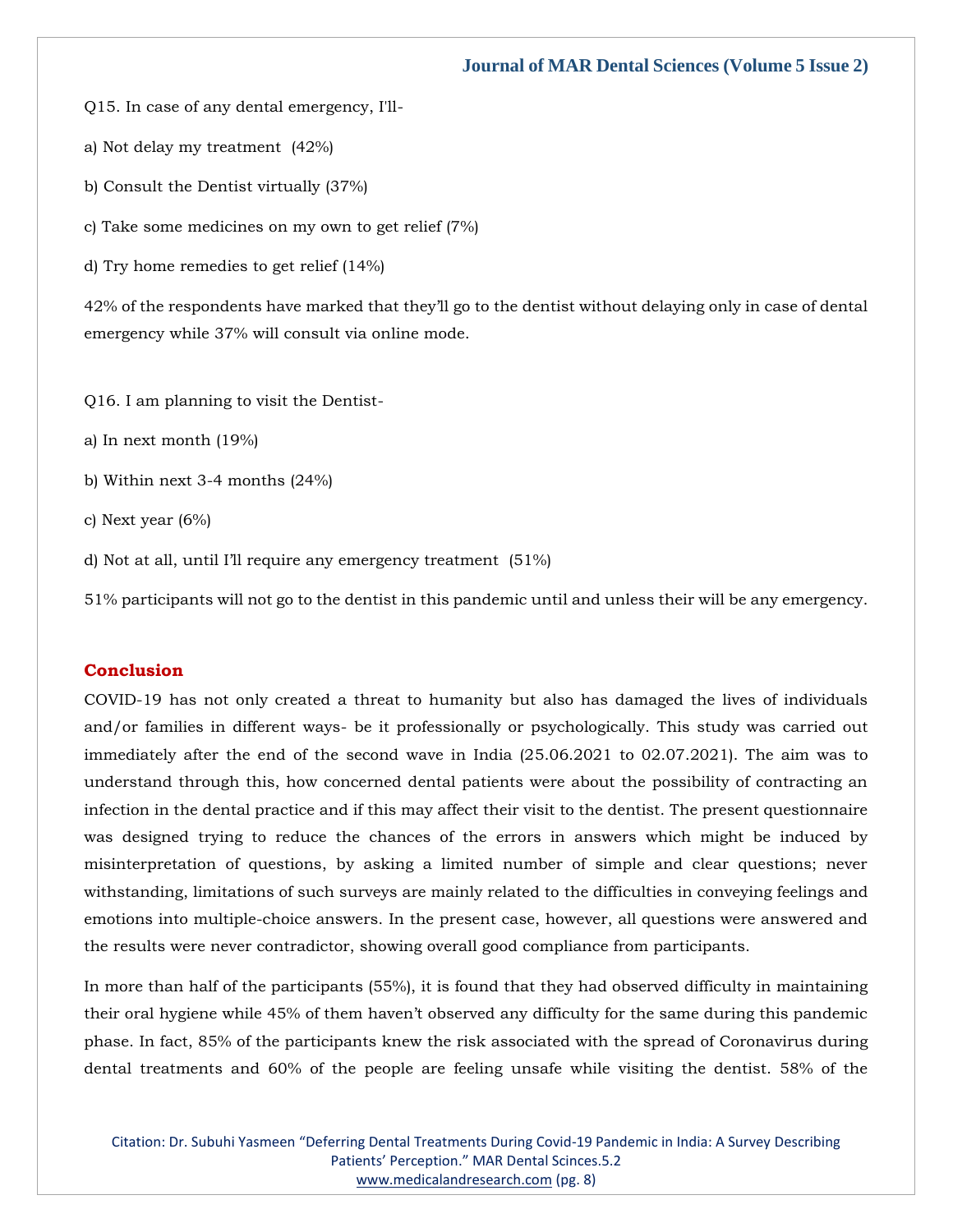Q15. In case of any dental emergency, I'll-

a) Not delay my treatment (42%)

b) Consult the Dentist virtually (37%)

c) Take some medicines on my own to get relief (7%)

d) Try home remedies to get relief (14%)

42% of the respondents have marked that they'll go to the dentist without delaying only in case of dental emergency while 37% will consult via online mode.

Q16. I am planning to visit the Dentist-

a) In next month (19%)

b) Within next 3-4 months (24%)

c) Next year (6%)

d) Not at all, until I'll require any emergency treatment (51%)

51% participants will not go to the dentist in this pandemic until and unless their will be any emergency.

## Conclusion

COVID-19 has not only created a threat to humanity but also has damaged the lives of individuals and/or families in different ways- be it professionally or psychologically. This study was carried out immediately after the end of the second wave in India (25.06.2021 to 02.07.2021). The aim was to understand through this, how concerned dental patients were about the possibility of contracting an infection in the dental practice and if this may affect their visit to the dentist. The present questionnaire was designed trying to reduce the chances of the errors in answers which might be induced by misinterpretation of questions, by asking a limited number of simple and clear questions; never withstanding, limitations of such surveys are mainly related to the difficulties in conveying feelings and emotions into multiple-choice answers. In the present case, however, all questions were answered and the results were never contradictor, showing overall good compliance from participants.

In more than half of the participants (55%), it is found that they had observed difficulty in maintaining their oral hygiene while 45% of them haven't observed any difficulty for the same during this pandemic phase. In fact, 85% of the participants knew the risk associated with the spread of Coronavirus during dental treatments and 60% of the people are feeling unsafe while visiting the dentist. 58% of the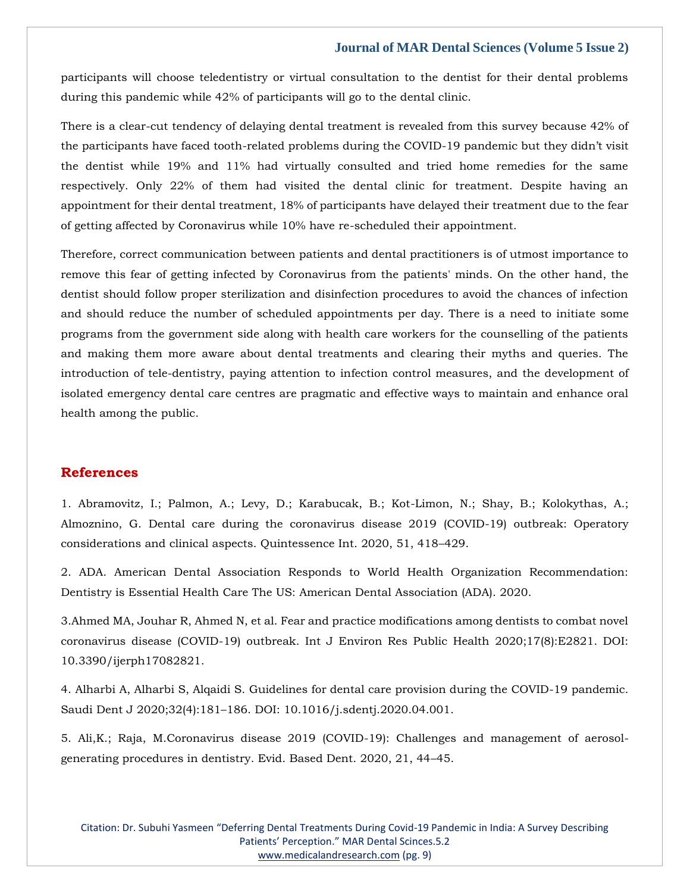participants will choose teledentistry or virtual consultation to the dentist for their dental problems during this pandemic while 42% of participants will go to the dental clinic.

There is a clear-cut tendency of delaying dental treatment is revealed from this survey because 42% of the participants have faced tooth-related problems during the COVID-19 pandemic but they didn't visit the dentist while 19% and 11% had virtually consulted and tried home remedies for the same respectively. Only 22% of them had visited the dental clinic for treatment. Despite having an appointment for their dental treatment, 18% of participants have delayed their treatment due to the fear of getting affected by Coronavirus while 10% have re-scheduled their appointment.

Therefore, correct communication between patients and dental practitioners is of utmost importance to remove this fear of getting infected by Coronavirus from the patients' minds. On the other hand, the dentist should follow proper sterilization and disinfection procedures to avoid the chances of infection and should reduce the number of scheduled appointments per day. There is a need to initiate some programs from the government side along with health care workers for the counselling of the patients and making them more aware about dental treatments and clearing their myths and queries. The introduction of tele-dentistry, paying attention to infection control measures, and the development of isolated emergency dental care centres are pragmatic and effective ways to maintain and enhance oral health among the public.

## References

1. Abramovitz, I.; Palmon, A.; Levy, D.; Karabucak, B.; Kot-Limon, N.; Shay, B.; Kolokythas, A.; Almoznino, G. Dental care during the coronavirus disease 2019 (COVID-19) outbreak: Operatory considerations and clinical aspects. Quintessence Int. 2020, 51, 418–429.

2. ADA. American Dental Association Responds to World Health Organization Recommendation: Dentistry is Essential Health Care The US: American Dental Association (ADA). 2020.

3. Ahmed MA, Jouhar R, Ahmed N, et al. Fear and practice modifications among dentists to combat novel coronavirus disease (COVID-19) outbreak. Int J Environ Res Public Health 2020;17(8):E2821. DOI: 10.3390/ijerph17082821.

4. Alharbi A, Alharbi S, Alqaidi S. Guidelines for dental care provision during the COVID-19 pandemic. Saudi Dent J 2020;32(4):181–186. DOI: 10.1016/j.sdentj.2020.04.001.

5. Ali,K.; Raja, M.Coronavirus disease 2019 (COVID-19): Challenges and management of aerosol-generating procedures in dentistry. Evid. Based Dent. 2020, 21, 44–45.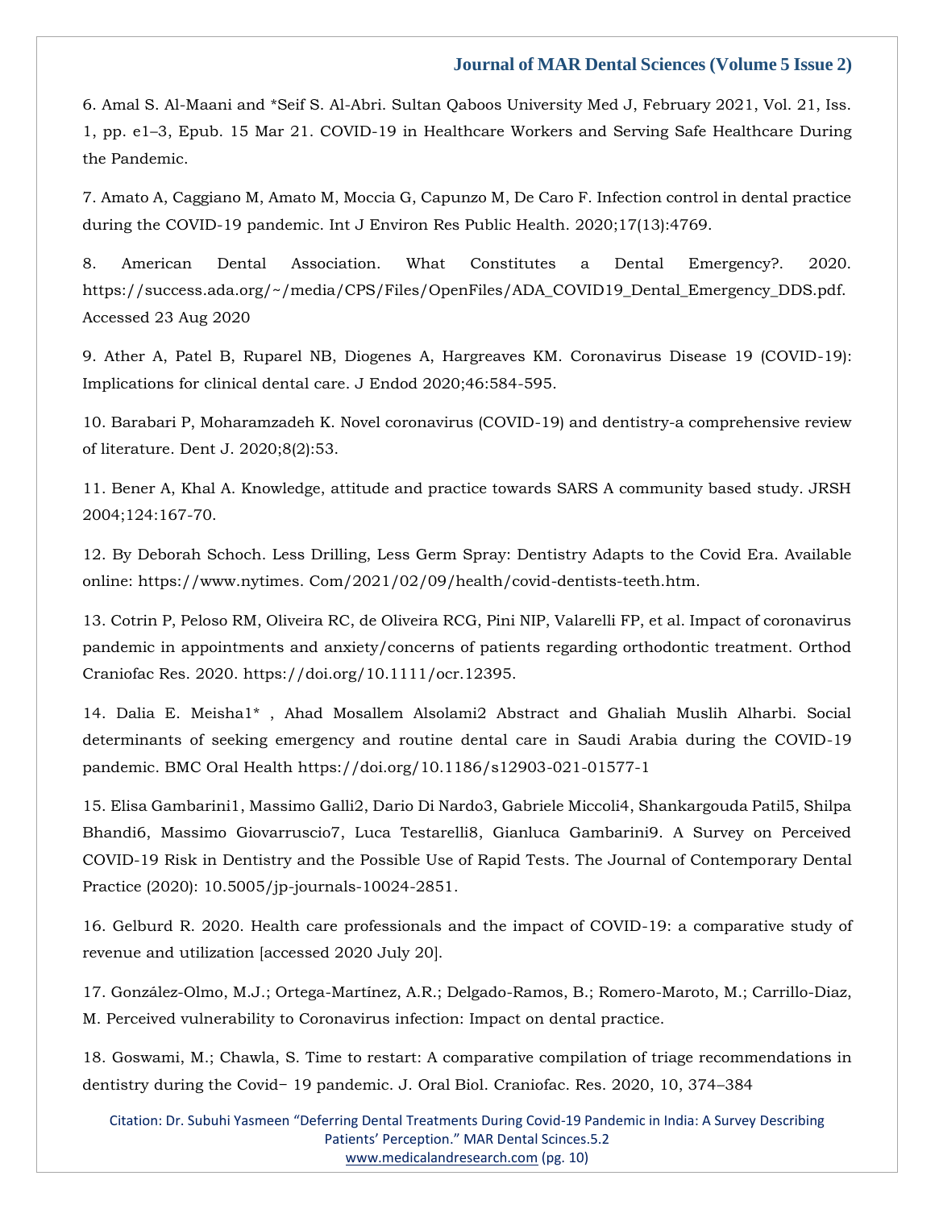6. Amal S. Al-Maani and *Seif S. Al-Abri. Sultan Qaboos University Med J, February 2021, Vol. 21, Iss. 1, pp. e1–3, Epub. 15 Mar 21. COVID-19 in Healthcare Workers and Serving Safe Healthcare During the Pandemic.

7. Amato A, Caggiano M, Amato M, Moccia G, Capunzo M, De Caro F. Infection control in dental practice during the COVID-19 pandemic. Int J Environ Res Public Health. 2020;17(13):4769.

8. American Dental Association. What Constitutes a Dental Emergency?. 2020. https://success.ada.org/~/media/CPS/Files/OpenFiles/ADA_COVID19_Dental_Emergency_DDS.pdf. Accessed 23 Aug 2020

9. Ather A, Patel B, Ruparel NB, Diogenes A, Hargreaves KM. Coronavirus Disease 19 (COVID-19): Implications for clinical dental care. J Endod 2020;46:584-595.

10. Barabari P, Moharamzadeh K. Novel coronavirus (COVID-19) and dentistry-a comprehensive review of literature. Dent J. 2020;8(2):53.

11. Bener A, Khal A. Knowledge, attitude and practice towards SARS A community based study. JRSH 2004;124:167-70.

12. By Deborah Schoch. Less Drilling, Less Germ Spray: Dentistry Adapts to the Covid Era. Available online: https://www.nytimes. Com/2021/02/09/health/covid-dentists-teeth.htm.

13. Cotrin P, Peloso RM, Oliveira RC, de Oliveira RCG, Pini NIP, Valarelli FP, et al. Impact of coronavirus pandemic in appointments and anxiety/concerns of patients regarding orthodontic treatment. Orthod Craniofac Res. 2020. https://doi.org/10.1111/ocr.12395.

14. Dalia E. Meisha1* , Ahad Mosallem Alsolami2 Abstract and Ghaliah Muslih Alharbi. Social determinants of seeking emergency and routine dental care in Saudi Arabia during the COVID-19 pandemic. BMC Oral Health https://doi.org/10.1186/s12903-021-01577-1

15. Elisa Gambarini1, Massimo Galli2, Dario Di Nardo3, Gabriele Miccoli4, Shankargouda Patil5, Shilpa Bhandi6, Massimo Giovarruscio7, Luca Testarelli8, Gianluca Gambarini9. A Survey on Perceived COVID-19 Risk in Dentistry and the Possible Use of Rapid Tests. The Journal of Contemporary Dental Practice (2020): 10.5005/jp-journals-10024-2851.

16. Gelburd R. 2020. Health care professionals and the impact of COVID-19: a comparative study of revenue and utilization [accessed 2020 July 20].

17. González-Olmo, M.J.; Ortega-Martínez, A.R.; Delgado-Ramos, B.; Romero-Maroto, M.; Carrillo-Diaz, M. Perceived vulnerability to Coronavirus infection: Impact on dental practice.

18. Goswami, M.; Chawla, S. Time to restart: A comparative compilation of triage recommendations in dentistry during the Covid− 19 pandemic. J. Oral Biol. Craniofac. Res. 2020, 10, 374–384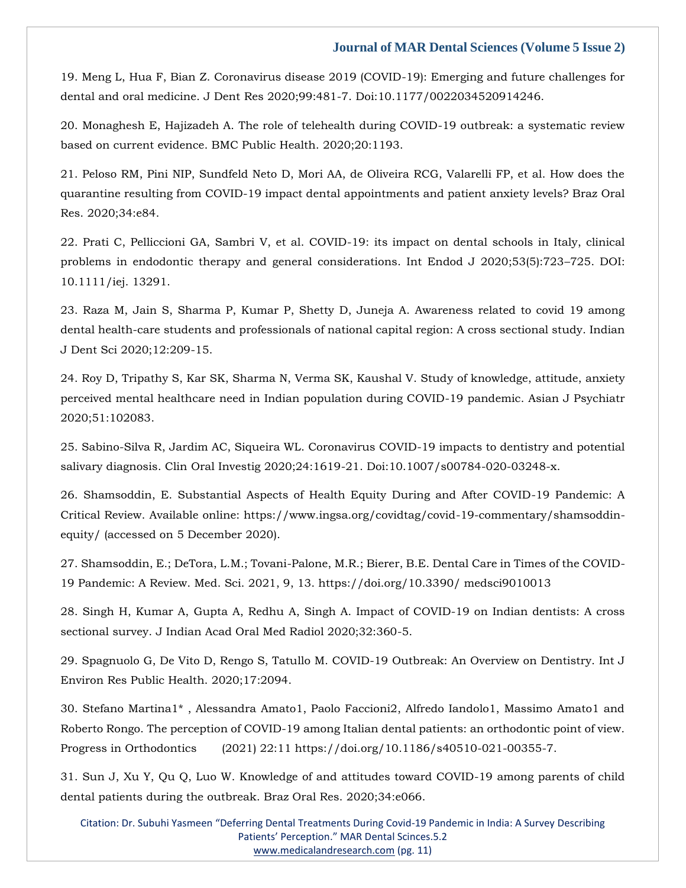19. Meng L, Hua F, Bian Z. Coronavirus disease 2019 (COVID-19): Emerging and future challenges for dental and oral medicine. J Dent Res 2020;99:481-7. Doi:10.1177/0022034520914246.

20. Monaghesh E, Hajizadeh A. The role of telehealth during COVID-19 outbreak: a systematic review based on current evidence. BMC Public Health. 2020;20:1193.

21. Peloso RM, Pini NIP, Sundfeld Neto D, Mori AA, de Oliveira RCG, Valarelli FP, et al. How does the quarantine resulting from COVID-19 impact dental appointments and patient anxiety levels? Braz Oral Res. 2020;34:e84.

22. Prati C, Pelliccioni GA, Sambri V, et al. COVID-19: its impact on dental schools in Italy, clinical problems in endodontic therapy and general considerations. Int Endod J 2020;53(5):723–725. DOI: 10.1111/iej. 13291.

23. Raza M, Jain S, Sharma P, Kumar P, Shetty D, Juneja A. Awareness related to covid 19 among dental health-care students and professionals of national capital region: A cross sectional study. Indian J Dent Sci 2020;12:209-15.

24. Roy D, Tripathy S, Kar SK, Sharma N, Verma SK, Kaushal V. Study of knowledge, attitude, anxiety perceived mental healthcare need in Indian population during COVID-19 pandemic. Asian J Psychiatr 2020;51:102083.

25. Sabino-Silva R, Jardim AC, Siqueira WL. Coronavirus COVID-19 impacts to dentistry and potential salivary diagnosis. Clin Oral Investig 2020;24:1619-21. Doi:10.1007/s00784-020-03248-x.

26. Shamsoddin, E. Substantial Aspects of Health Equity During and After COVID-19 Pandemic: A Critical Review. Available online: https://www.ingsa.org/covidtag/covid-19-commentary/shamsoddin-equity/ (accessed on 5 December 2020).

27. Shamsoddin, E.; DeTora, L.M.; Tovani-Palone, M.R.; Bierer, B.E. Dental Care in Times of the COVID-19 Pandemic: A Review. Med. Sci. 2021, 9, 13. https://doi.org/10.3390/ medsci9010013

28. Singh H, Kumar A, Gupta A, Redhu A, Singh A. Impact of COVID-19 on Indian dentists: A cross sectional survey. J Indian Acad Oral Med Radiol 2020;32:360-5.

29. Spagnuolo G, De Vito D, Rengo S, Tatullo M. COVID-19 Outbreak: An Overview on Dentistry. Int J Environ Res Public Health. 2020;17:2094.

30. Stefano Martina[1]* , Alessandra Amato[1], Paolo Faccioni[2], Alfredo Iandolo[1], Massimo Amato[1] and Roberto Rongo. The perception of COVID-19 among Italian dental patients: an orthodontic point of view. Progress in Orthodontics (2021) 22:11 https://doi.org/10.1186/s40510-021-00355-7.

31. Sun J, Xu Y, Qu Q, Luo W. Knowledge of and attitudes toward COVID-19 among parents of child dental patients during the outbreak. Braz Oral Res. 2020;34:e066.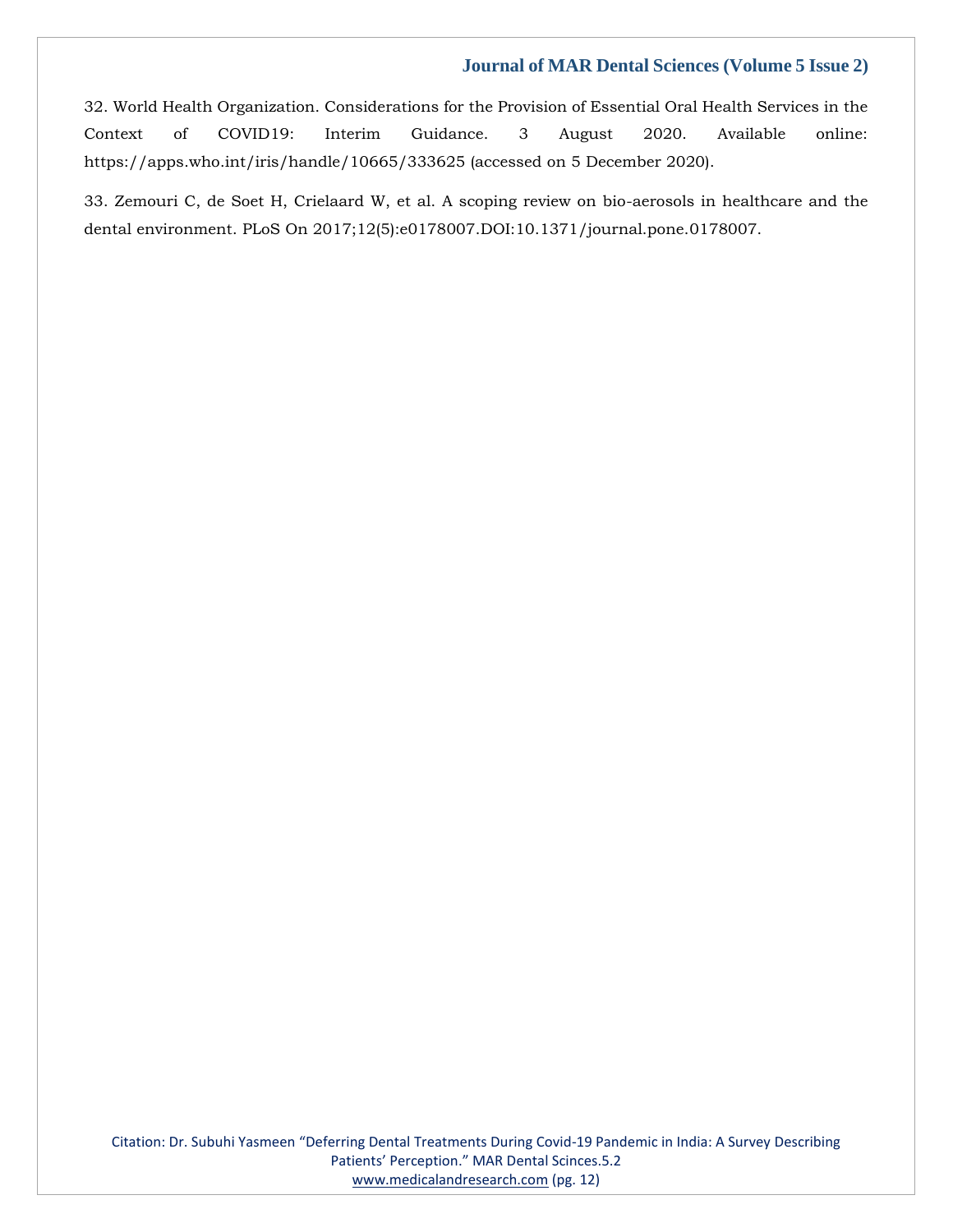32. World Health Organization. Considerations for the Provision of Essential Oral Health Services in the Context of COVID19: Interim Guidance. 3 August 2020. Available online: https://apps.who.int/iris/handle/10665/333625 (accessed on 5 December 2020).

33. Zemouri C, de Soet H, Crielaard W, et al. A scoping review on bio-aerosols in healthcare and the dental environment. PLoS On 2017;12(5):e0178007.DOI:10.1371/journal.pone.0178007.